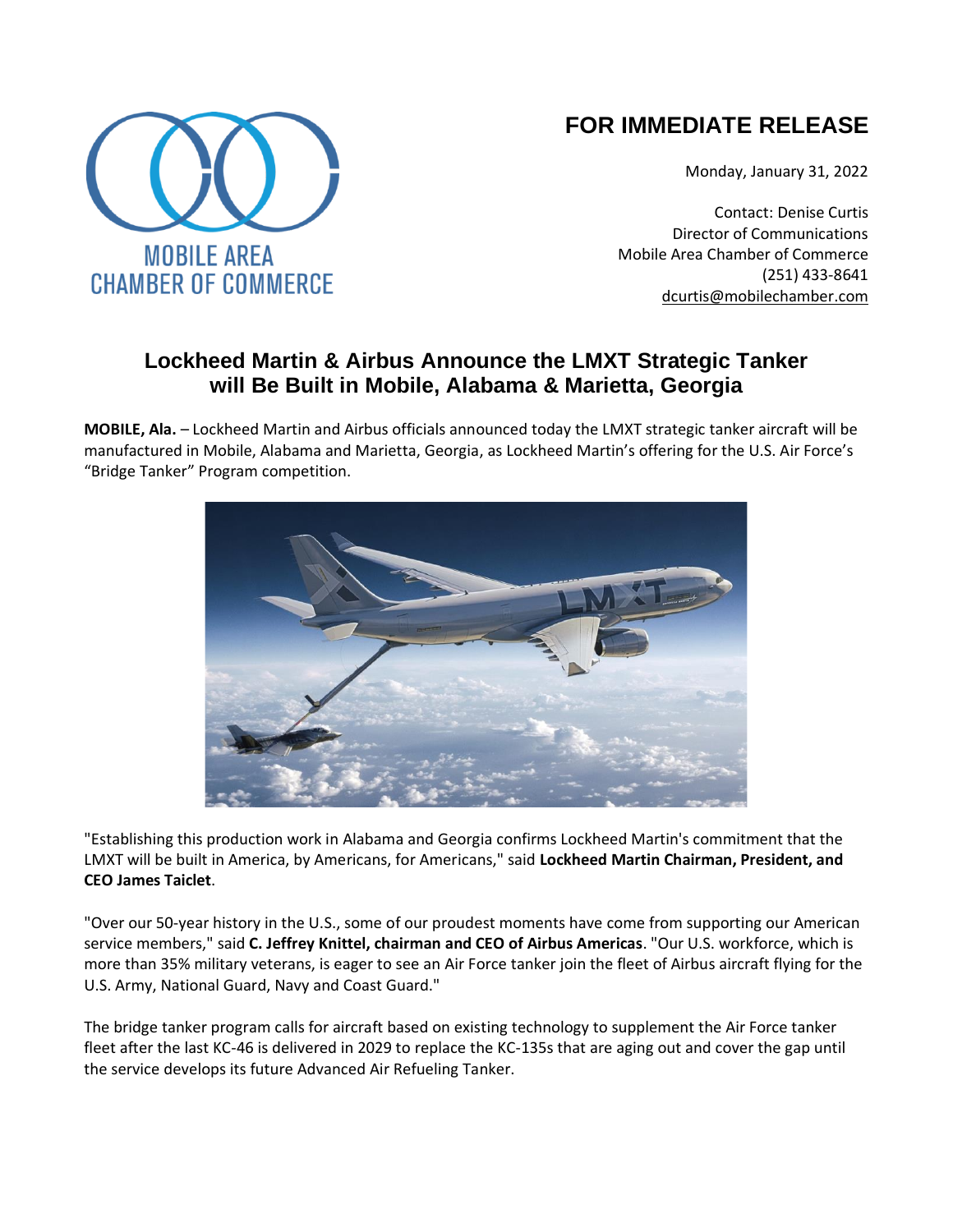MOBILE AREA
CHAMBER OF COMMERCE

# FOR IMMEDIATE RELEASE

Monday, January 31, 2022

Contact: Denise Curtis
Director of Communications
Mobile Area Chamber of Commerce
(251) 433-8641
dcurtis@mobilechamber.com

## Lockheed Martin & Airbus Announce the LMXT Strategic Tanker will Be Built in Mobile, Alabama & Marietta, Georgia

**MOBILE, Ala.** – Lockheed Martin and Airbus officials announced today the LMXT strategic tanker aircraft will be manufactured in Mobile, Alabama and Marietta, Georgia, as Lockheed Martin's offering for the U.S. Air Force's "Bridge Tanker" Program competition.

"Establishing this production work in Alabama and Georgia confirms Lockheed Martin's commitment that the LMXT will be built in America, by Americans, for Americans," said **Lockheed Martin Chairman, President, and CEO James Taiclet**.

"Over our 50-year history in the U.S., some of our proudest moments have come from supporting our American service members," said **C. Jeffrey Knittel, chairman and CEO of Airbus Americas**. "Our U.S. workforce, which is more than 35% military veterans, is eager to see an Air Force tanker join the fleet of Airbus aircraft flying for the U.S. Army, National Guard, Navy and Coast Guard."

The bridge tanker program calls for aircraft based on existing technology to supplement the Air Force tanker fleet after the last KC-46 is delivered in 2029 to replace the KC-135s that are aging out and cover the gap until the service develops its future Advanced Air Refueling Tanker.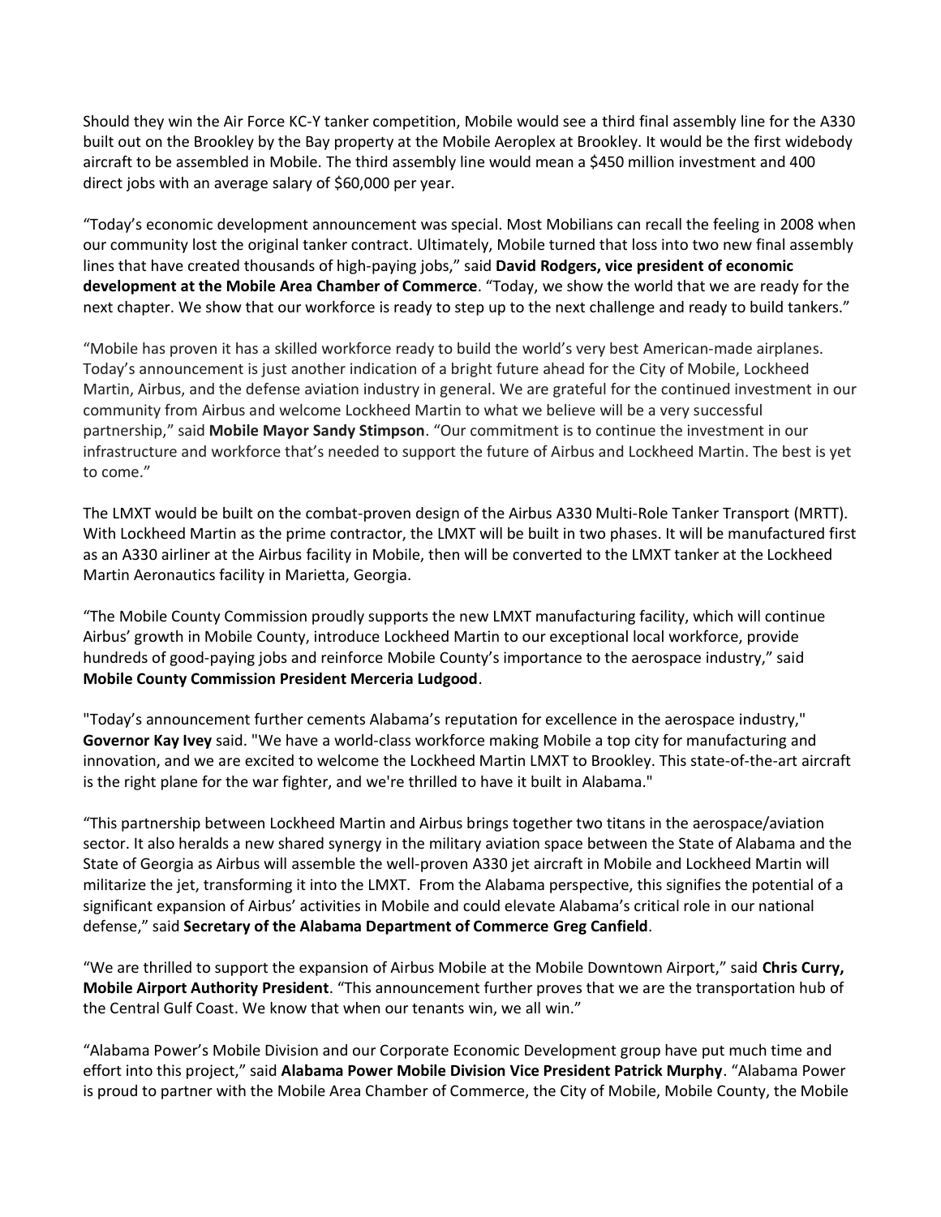Should they win the Air Force KC-Y tanker competition, Mobile would see a third final assembly line for the A330 built out on the Brookley by the Bay property at the Mobile Aeroplex at Brookley. It would be the first widebody aircraft to be assembled in Mobile. The third assembly line would mean a $450 million investment and 400 direct jobs with an average salary of $60,000 per year.

"Today's economic development announcement was special. Most Mobilians can recall the feeling in 2008 when our community lost the original tanker contract. Ultimately, Mobile turned that loss into two new final assembly lines that have created thousands of high-paying jobs," said **David Rodgers, vice president of economic development at the Mobile Area Chamber of Commerce**. "Today, we show the world that we are ready for the next chapter. We show that our workforce is ready to step up to the next challenge and ready to build tankers."

"Mobile has proven it has a skilled workforce ready to build the world's very best American-made airplanes. Today's announcement is just another indication of a bright future ahead for the City of Mobile, Lockheed Martin, Airbus, and the defense aviation industry in general. We are grateful for the continued investment in our community from Airbus and welcome Lockheed Martin to what we believe will be a very successful partnership," said **Mobile Mayor Sandy Stimpson**. "Our commitment is to continue the investment in our infrastructure and workforce that's needed to support the future of Airbus and Lockheed Martin. The best is yet to come."

The LMXT would be built on the combat-proven design of the Airbus A330 Multi-Role Tanker Transport (MRTT). With Lockheed Martin as the prime contractor, the LMXT will be built in two phases. It will be manufactured first as an A330 airliner at the Airbus facility in Mobile, then will be converted to the LMXT tanker at the Lockheed Martin Aeronautics facility in Marietta, Georgia.

"The Mobile County Commission proudly supports the new LMXT manufacturing facility, which will continue Airbus' growth in Mobile County, introduce Lockheed Martin to our exceptional local workforce, provide hundreds of good-paying jobs and reinforce Mobile County's importance to the aerospace industry," said **Mobile County Commission President Merceria Ludgood**.

"Today's announcement further cements Alabama's reputation for excellence in the aerospace industry," **Governor Kay Ivey** said. "We have a world-class workforce making Mobile a top city for manufacturing and innovation, and we are excited to welcome the Lockheed Martin LMXT to Brookley. This state-of-the-art aircraft is the right plane for the war fighter, and we're thrilled to have it built in Alabama."

"This partnership between Lockheed Martin and Airbus brings together two titans in the aerospace/aviation sector. It also heralds a new shared synergy in the military aviation space between the State of Alabama and the State of Georgia as Airbus will assemble the well-proven A330 jet aircraft in Mobile and Lockheed Martin will militarize the jet, transforming it into the LMXT. From the Alabama perspective, this signifies the potential of a significant expansion of Airbus' activities in Mobile and could elevate Alabama's critical role in our national defense," said **Secretary of the Alabama Department of Commerce Greg Canfield**.

"We are thrilled to support the expansion of Airbus Mobile at the Mobile Downtown Airport," said **Chris Curry, Mobile Airport Authority President**. "This announcement further proves that we are the transportation hub of the Central Gulf Coast. We know that when our tenants win, we all win."

"Alabama Power's Mobile Division and our Corporate Economic Development group have put much time and effort into this project," said **Alabama Power Mobile Division Vice President Patrick Murphy**. "Alabama Power is proud to partner with the Mobile Area Chamber of Commerce, the City of Mobile, Mobile County, the Mobile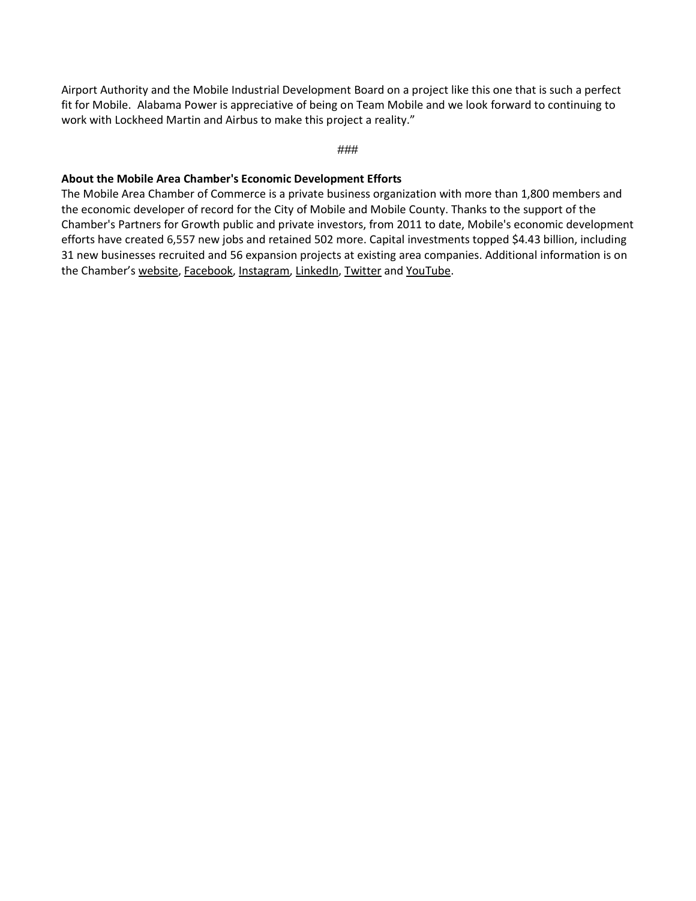Airport Authority and the Mobile Industrial Development Board on a project like this one that is such a perfect fit for Mobile.  Alabama Power is appreciative of being on Team Mobile and we look forward to continuing to work with Lockheed Martin and Airbus to make this project a reality."

###

**About the Mobile Area Chamber's Economic Development Efforts**

The Mobile Area Chamber of Commerce is a private business organization with more than 1,800 members and the economic developer of record for the City of Mobile and Mobile County. Thanks to the support of the Chamber's Partners for Growth public and private investors, from 2011 to date, Mobile's economic development efforts have created 6,557 new jobs and retained 502 more. Capital investments topped $4.43 billion, including 31 new businesses recruited and 56 expansion projects at existing area companies. Additional information is on the Chamber's website, Facebook, Instagram, LinkedIn, Twitter and YouTube.